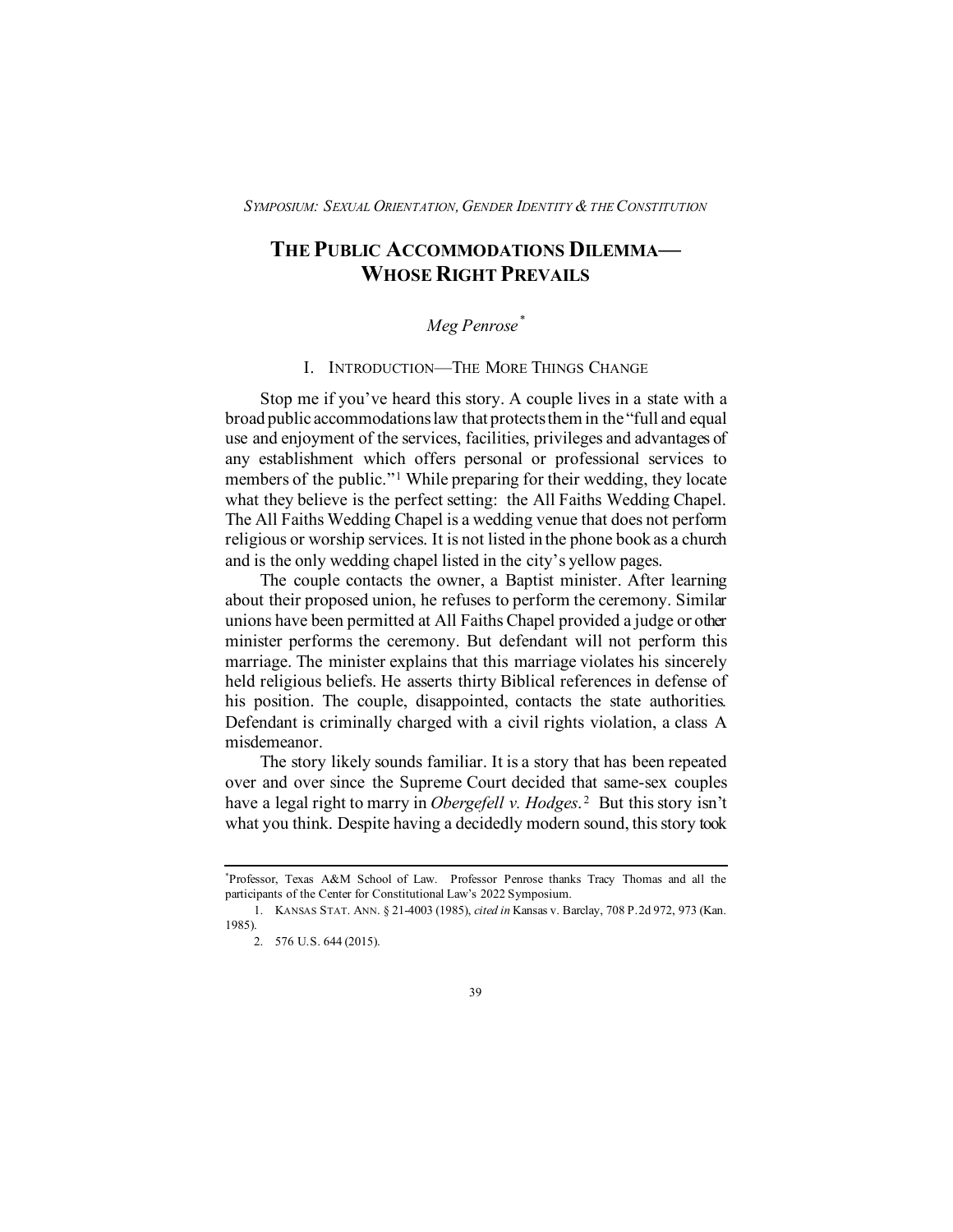*SYMPOSIUM: SEXUAL ORIENTATION, GENDER IDENTITY & THE CONSTITUTION*

# THE PUBLIC ACCOMMODATIONS DILEMMA—WHOSE RIGHT PREVAILS

*Meg Penrose*[*]

## I. INTRODUCTION—THE MORE THINGS CHANGE

Stop me if you've heard this story. A couple lives in a state with a broad public accommodations law that protects them in the "full and equal use and enjoyment of the services, facilities, privileges and advantages of any establishment which offers personal or professional services to members of the public."[1] While preparing for their wedding, they locate what they believe is the perfect setting: the All Faiths Wedding Chapel. The All Faiths Wedding Chapel is a wedding venue that does not perform religious or worship services. It is not listed in the phone book as a church and is the only wedding chapel listed in the city's yellow pages.

The couple contacts the owner, a Baptist minister. After learning about their proposed union, he refuses to perform the ceremony. Similar unions have been permitted at All Faiths Chapel provided a judge or other minister performs the ceremony. But defendant will not perform this marriage. The minister explains that this marriage violates his sincerely held religious beliefs. He asserts thirty Biblical references in defense of his position. The couple, disappointed, contacts the state authorities. Defendant is criminally charged with a civil rights violation, a class A misdemeanor.

The story likely sounds familiar. It is a story that has been repeated over and over since the Supreme Court decided that same-sex couples have a legal right to marry in *Obergefell v. Hodges*.[2] But this story isn't what you think. Despite having a decidedly modern sound, this story took

---

[*] Professor, Texas A&M School of Law. Professor Penrose thanks Tracy Thomas and all the participants of the Center for Constitutional Law's 2022 Symposium.

1. KANSAS STAT. ANN. § 21-4003 (1985), *cited in* Kansas v. Barclay, 708 P.2d 972, 973 (Kan. 1985).

2. 576 U.S. 644 (2015).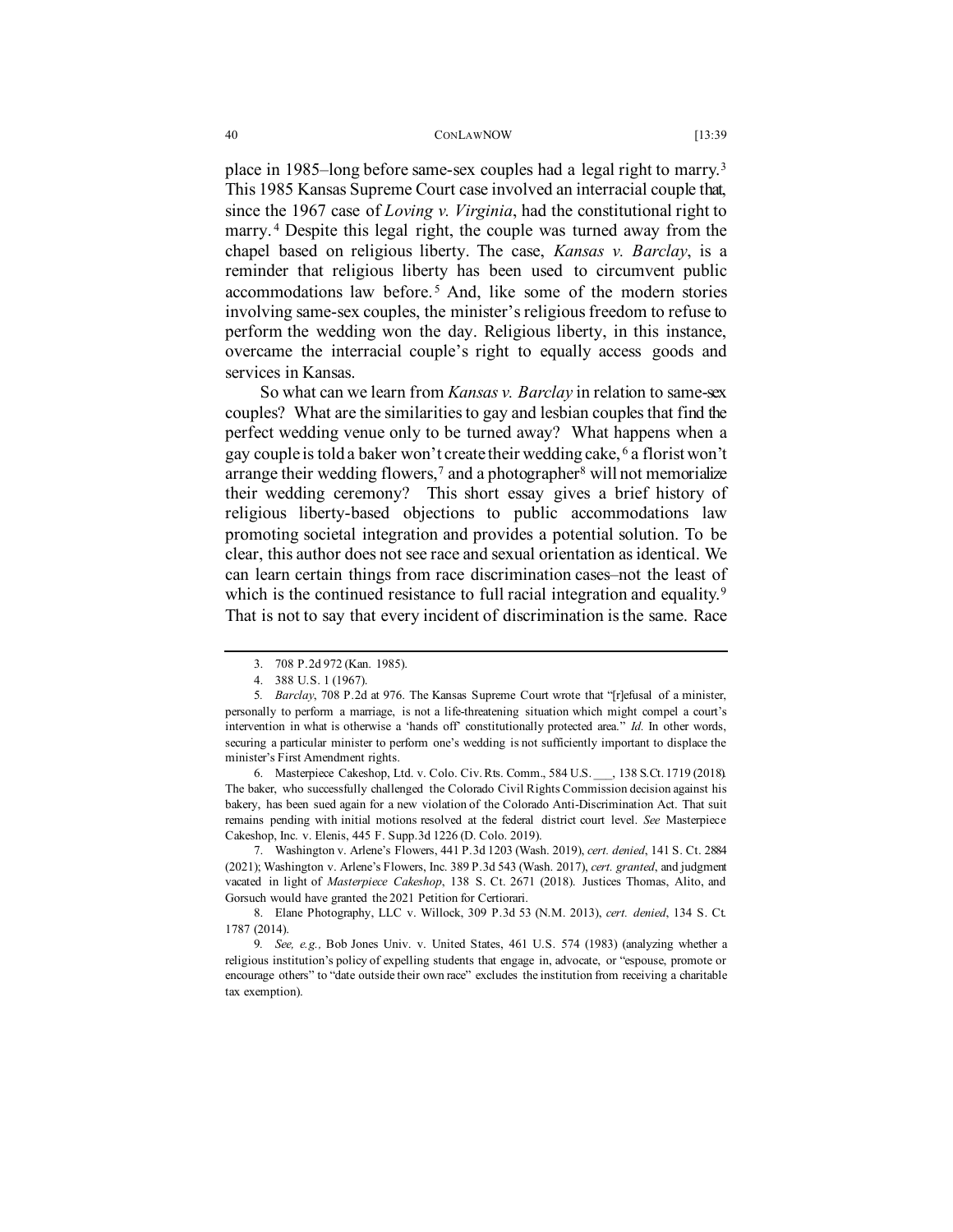place in 1985–long before same-sex couples had a legal right to marry.[3] This 1985 Kansas Supreme Court case involved an interracial couple that, since the 1967 case of *Loving v. Virginia*, had the constitutional right to marry.[4] Despite this legal right, the couple was turned away from the chapel based on religious liberty. The case, *Kansas v. Barclay*, is a reminder that religious liberty has been used to circumvent public accommodations law before.[5] And, like some of the modern stories involving same-sex couples, the minister's religious freedom to refuse to perform the wedding won the day. Religious liberty, in this instance, overcame the interracial couple's right to equally access goods and services in Kansas.

So what can we learn from *Kansas v. Barclay* in relation to same-sex couples? What are the similarities to gay and lesbian couples that find the perfect wedding venue only to be turned away? What happens when a gay couple is told a baker won't create their wedding cake,[6] a florist won't arrange their wedding flowers,[7] and a photographer[8] will not memorialize their wedding ceremony? This short essay gives a brief history of religious liberty-based objections to public accommodations law promoting societal integration and provides a potential solution. To be clear, this author does not see race and sexual orientation as identical. We can learn certain things from race discrimination cases–not the least of which is the continued resistance to full racial integration and equality.[9] That is not to say that every incident of discrimination is the same. Race

---

3. 708 P.2d 972 (Kan. 1985).

4. 388 U.S. 1 (1967).

5. *Barclay*, 708 P.2d at 976. The Kansas Supreme Court wrote that "[r]efusal of a minister, personally to perform a marriage, is not a life-threatening situation which might compel a court's intervention in what is otherwise a 'hands off' constitutionally protected area." *Id.* In other words, securing a particular minister to perform one's wedding is not sufficiently important to displace the minister's First Amendment rights.

6. Masterpiece Cakeshop, Ltd. v. Colo. Civ. Rts. Comm., 584 U.S. ___, 138 S.Ct. 1719 (2018). The baker, who successfully challenged the Colorado Civil Rights Commission decision against his bakery, has been sued again for a new violation of the Colorado Anti-Discrimination Act. That suit remains pending with initial motions resolved at the federal district court level. *See* Masterpiece Cakeshop, Inc. v. Elenis, 445 F. Supp.3d 1226 (D. Colo. 2019).

7. Washington v. Arlene's Flowers, 441 P.3d 1203 (Wash. 2019), *cert. denied*, 141 S. Ct. 2884 (2021); Washington v. Arlene's Flowers, Inc. 389 P.3d 543 (Wash. 2017), *cert. granted*, and judgment vacated in light of *Masterpiece Cakeshop*, 138 S. Ct. 2671 (2018). Justices Thomas, Alito, and Gorsuch would have granted the 2021 Petition for Certiorari.

8. Elane Photography, LLC v. Willock, 309 P.3d 53 (N.M. 2013), *cert. denied*, 134 S. Ct. 1787 (2014).

9. *See, e.g.,* Bob Jones Univ. v. United States, 461 U.S. 574 (1983) (analyzing whether a religious institution's policy of expelling students that engage in, advocate, or "espouse, promote or encourage others" to "date outside their own race" excludes the institution from receiving a charitable tax exemption).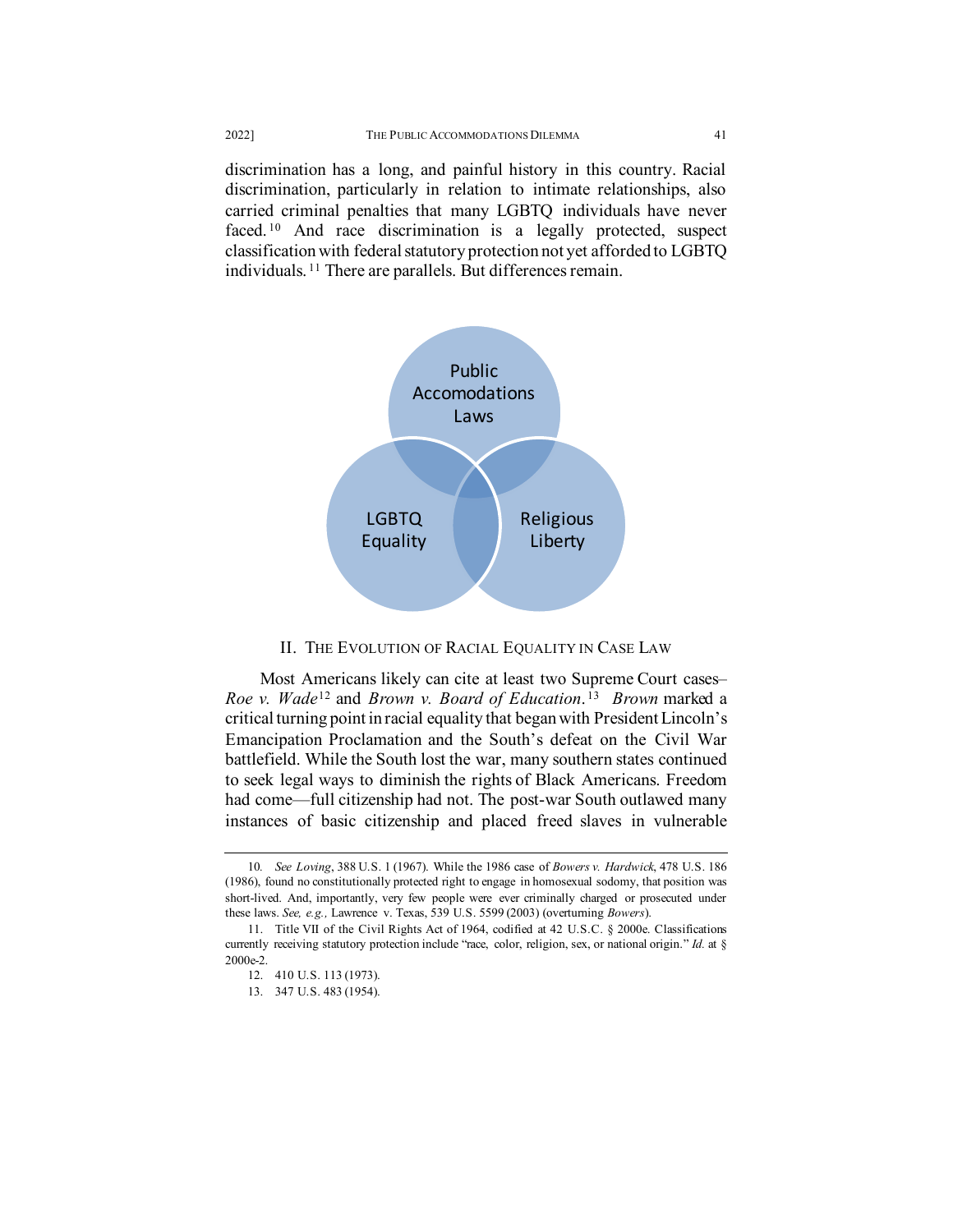discrimination has a long, and painful history in this country. Racial discrimination, particularly in relation to intimate relationships, also carried criminal penalties that many LGBTQ individuals have never faced.[10] And race discrimination is a legally protected, suspect classification with federal statutory protection not yet afforded to LGBTQ individuals.[11] There are parallels. But differences remain.

## II. THE EVOLUTION OF RACIAL EQUALITY IN CASE LAW

Most Americans likely can cite at least two Supreme Court cases– *Roe v. Wade*[12] and *Brown v. Board of Education*.[13] *Brown* marked a critical turning point in racial equality that began with President Lincoln's Emancipation Proclamation and the South's defeat on the Civil War battlefield. While the South lost the war, many southern states continued to seek legal ways to diminish the rights of Black Americans. Freedom had come—full citizenship had not. The post-war South outlawed many instances of basic citizenship and placed freed slaves in vulnerable

---

10. *See Loving*, 388 U.S. 1 (1967). While the 1986 case of *Bowers v. Hardwick*, 478 U.S. 186 (1986), found no constitutionally protected right to engage in homosexual sodomy, that position was short-lived. And, importantly, very few people were ever criminally charged or prosecuted under these laws. *See, e.g.,* Lawrence v. Texas, 539 U.S. 5599 (2003) (overturning *Bowers*).

11. Title VII of the Civil Rights Act of 1964, codified at 42 U.S.C. § 2000e. Classifications currently receiving statutory protection include "race, color, religion, sex, or national origin." *Id.* at § 2000e-2.

12. 410 U.S. 113 (1973).

13. 347 U.S. 483 (1954).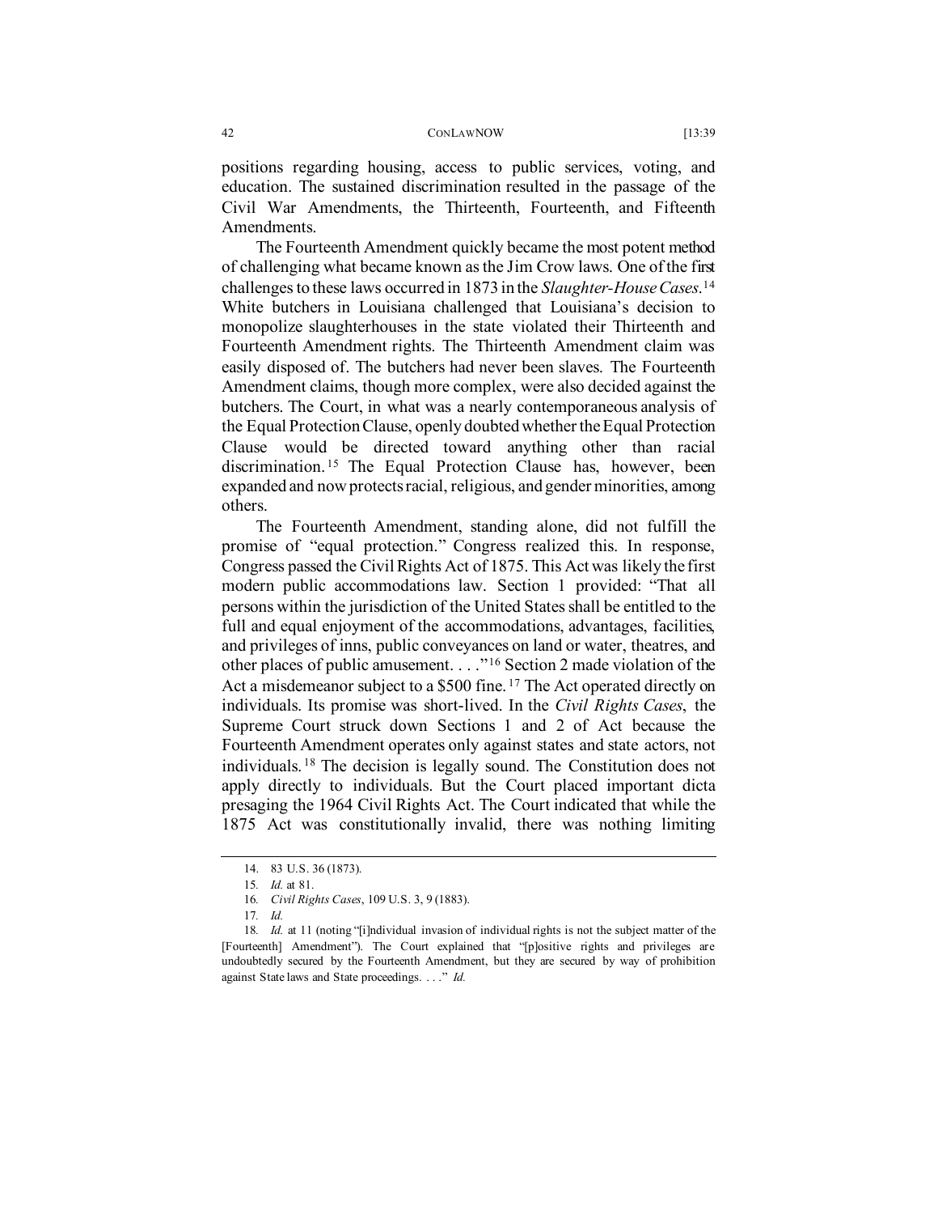positions regarding housing, access to public services, voting, and education. The sustained discrimination resulted in the passage of the Civil War Amendments, the Thirteenth, Fourteenth, and Fifteenth Amendments.

The Fourteenth Amendment quickly became the most potent method of challenging what became known as the Jim Crow laws. One of the first challenges to these laws occurred in 1873 in the *Slaughter-House Cases*.[14] White butchers in Louisiana challenged that Louisiana's decision to monopolize slaughterhouses in the state violated their Thirteenth and Fourteenth Amendment rights. The Thirteenth Amendment claim was easily disposed of. The butchers had never been slaves. The Fourteenth Amendment claims, though more complex, were also decided against the butchers. The Court, in what was a nearly contemporaneous analysis of the Equal Protection Clause, openly doubted whether the Equal Protection Clause would be directed toward anything other than racial discrimination.[15] The Equal Protection Clause has, however, been expanded and now protects racial, religious, and gender minorities, among others.

The Fourteenth Amendment, standing alone, did not fulfill the promise of "equal protection." Congress realized this. In response, Congress passed the Civil Rights Act of 1875. This Act was likely the first modern public accommodations law. Section 1 provided: "That all persons within the jurisdiction of the United States shall be entitled to the full and equal enjoyment of the accommodations, advantages, facilities, and privileges of inns, public conveyances on land or water, theatres, and other places of public amusement. . . ."[16] Section 2 made violation of the Act a misdemeanor subject to a $500 fine.[17] The Act operated directly on individuals. Its promise was short-lived. In the *Civil Rights Cases*, the Supreme Court struck down Sections 1 and 2 of Act because the Fourteenth Amendment operates only against states and state actors, not individuals.[18] The decision is legally sound. The Constitution does not apply directly to individuals. But the Court placed important dicta presaging the 1964 Civil Rights Act. The Court indicated that while the 1875 Act was constitutionally invalid, there was nothing limiting

---

14. 83 U.S. 36 (1873).

15. *Id.* at 81.

16. *Civil Rights Cases*, 109 U.S. 3, 9 (1883).

17. *Id.*

18. *Id.* at 11 (noting "[i]ndividual invasion of individual rights is not the subject matter of the [Fourteenth] Amendment"). The Court explained that "[p]ositive rights and privileges are undoubtedly secured by the Fourteenth Amendment, but they are secured by way of prohibition against State laws and State proceedings. . . ." *Id.*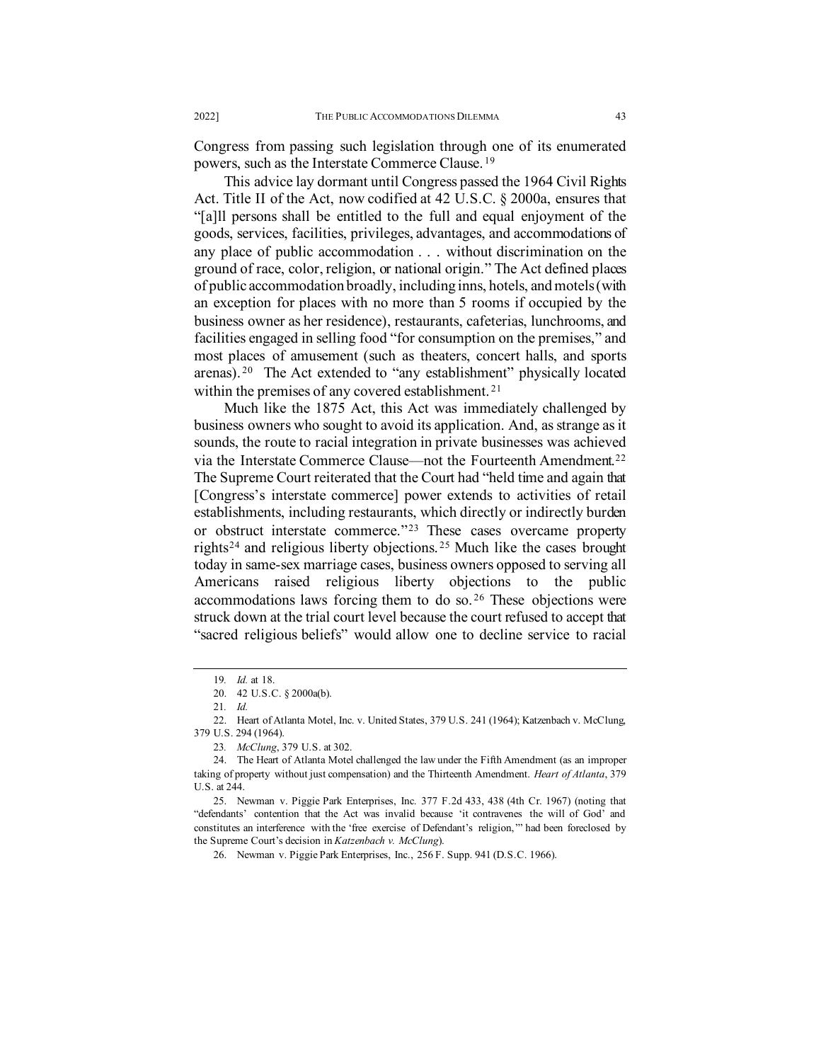Congress from passing such legislation through one of its enumerated powers, such as the Interstate Commerce Clause.[19]

This advice lay dormant until Congress passed the 1964 Civil Rights Act. Title II of the Act, now codified at 42 U.S.C. § 2000a, ensures that "[a]ll persons shall be entitled to the full and equal enjoyment of the goods, services, facilities, privileges, advantages, and accommodations of any place of public accommodation . . . without discrimination on the ground of race, color, religion, or national origin." The Act defined places of public accommodation broadly, including inns, hotels, and motels (with an exception for places with no more than 5 rooms if occupied by the business owner as her residence), restaurants, cafeterias, lunchrooms, and facilities engaged in selling food "for consumption on the premises," and most places of amusement (such as theaters, concert halls, and sports arenas).[20] The Act extended to "any establishment" physically located within the premises of any covered establishment.[21]

Much like the 1875 Act, this Act was immediately challenged by business owners who sought to avoid its application. And, as strange as it sounds, the route to racial integration in private businesses was achieved via the Interstate Commerce Clause—not the Fourteenth Amendment.[22] The Supreme Court reiterated that the Court had "held time and again that [Congress's interstate commerce] power extends to activities of retail establishments, including restaurants, which directly or indirectly burden or obstruct interstate commerce."[23] These cases overcame property rights[24] and religious liberty objections.[25] Much like the cases brought today in same-sex marriage cases, business owners opposed to serving all Americans raised religious liberty objections to the public accommodations laws forcing them to do so.[26] These objections were struck down at the trial court level because the court refused to accept that "sacred religious beliefs" would allow one to decline service to racial

---

19. *Id.* at 18.

20. 42 U.S.C. § 2000a(b).

21. *Id.*

22. Heart of Atlanta Motel, Inc. v. United States, 379 U.S. 241 (1964); Katzenbach v. McClung, 379 U.S. 294 (1964).

23. *McClung*, 379 U.S. at 302.

24. The Heart of Atlanta Motel challenged the law under the Fifth Amendment (as an improper taking of property without just compensation) and the Thirteenth Amendment. *Heart of Atlanta*, 379 U.S. at 244.

25. Newman v. Piggie Park Enterprises, Inc. 377 F.2d 433, 438 (4th Cr. 1967) (noting that "defendants' contention that the Act was invalid because 'it contravenes the will of God' and constitutes an interference with the 'free exercise of Defendant's religion,'" had been foreclosed by the Supreme Court's decision in *Katzenbach v. McClung*).

26. Newman v. Piggie Park Enterprises, Inc., 256 F. Supp. 941 (D.S.C. 1966).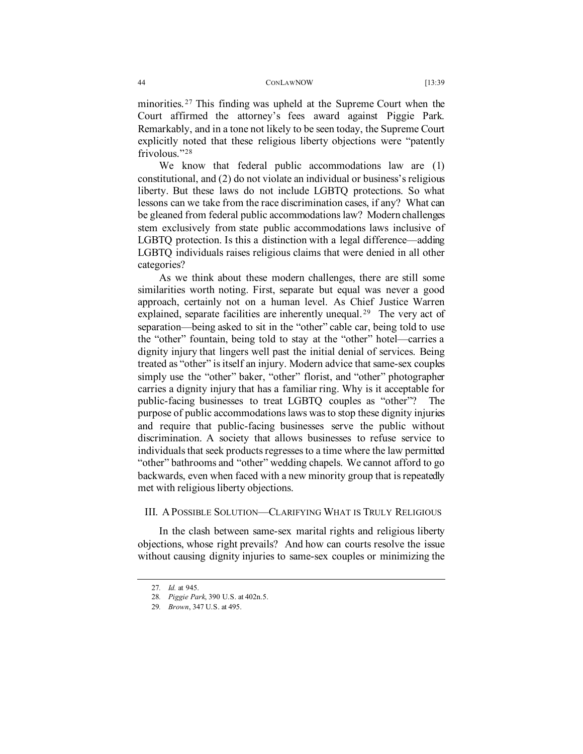minorities.[27] This finding was upheld at the Supreme Court when the Court affirmed the attorney's fees award against Piggie Park. Remarkably, and in a tone not likely to be seen today, the Supreme Court explicitly noted that these religious liberty objections were "patently frivolous."[28]

We know that federal public accommodations law are (1) constitutional, and (2) do not violate an individual or business's religious liberty. But these laws do not include LGBTQ protections. So what lessons can we take from the race discrimination cases, if any? What can be gleaned from federal public accommodations law? Modern challenges stem exclusively from state public accommodations laws inclusive of LGBTQ protection. Is this a distinction with a legal difference—adding LGBTQ individuals raises religious claims that were denied in all other categories?

As we think about these modern challenges, there are still some similarities worth noting. First, separate but equal was never a good approach, certainly not on a human level. As Chief Justice Warren explained, separate facilities are inherently unequal.[29] The very act of separation—being asked to sit in the "other" cable car, being told to use the "other" fountain, being told to stay at the "other" hotel—carries a dignity injury that lingers well past the initial denial of services. Being treated as "other" is itself an injury. Modern advice that same-sex couples simply use the "other" baker, "other" florist, and "other" photographer carries a dignity injury that has a familiar ring. Why is it acceptable for public-facing businesses to treat LGBTQ couples as "other"? The purpose of public accommodations laws was to stop these dignity injuries and require that public-facing businesses serve the public without discrimination. A society that allows businesses to refuse service to individuals that seek products regresses to a time where the law permitted "other" bathrooms and "other" wedding chapels. We cannot afford to go backwards, even when faced with a new minority group that is repeatedly met with religious liberty objections.

## III. A Possible Solution—Clarifying What is Truly Religious

In the clash between same-sex marital rights and religious liberty objections, whose right prevails? And how can courts resolve the issue without causing dignity injuries to same-sex couples or minimizing the

---

27. *Id.* at 945.

28. *Piggie Park*, 390 U.S. at 402n.5.

29. *Brown*, 347 U.S. at 495.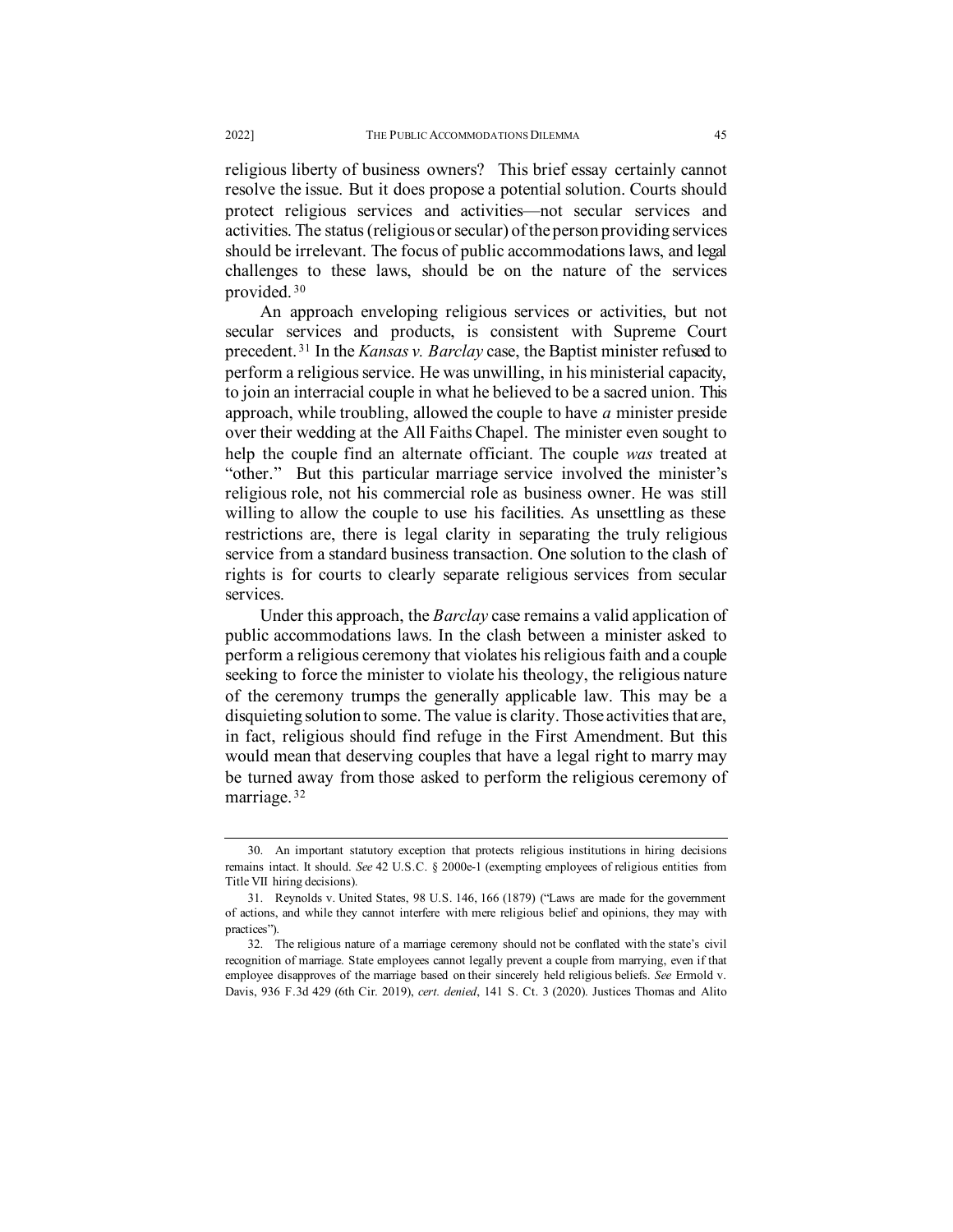religious liberty of business owners? This brief essay certainly cannot resolve the issue. But it does propose a potential solution. Courts should protect religious services and activities—not secular services and activities. The status (religious or secular) of the person providing services should be irrelevant. The focus of public accommodations laws, and legal challenges to these laws, should be on the nature of the services provided.[30]

An approach enveloping religious services or activities, but not secular services and products, is consistent with Supreme Court precedent.[31] In the *Kansas v. Barclay* case, the Baptist minister refused to perform a religious service. He was unwilling, in his ministerial capacity, to join an interracial couple in what he believed to be a sacred union. This approach, while troubling, allowed the couple to have *a* minister preside over their wedding at the All Faiths Chapel. The minister even sought to help the couple find an alternate officiant. The couple *was* treated at "other." But this particular marriage service involved the minister's religious role, not his commercial role as business owner. He was still willing to allow the couple to use his facilities. As unsettling as these restrictions are, there is legal clarity in separating the truly religious service from a standard business transaction. One solution to the clash of rights is for courts to clearly separate religious services from secular services.

Under this approach, the *Barclay* case remains a valid application of public accommodations laws. In the clash between a minister asked to perform a religious ceremony that violates his religious faith and a couple seeking to force the minister to violate his theology, the religious nature of the ceremony trumps the generally applicable law. This may be a disquieting solution to some. The value is clarity. Those activities that are, in fact, religious should find refuge in the First Amendment. But this would mean that deserving couples that have a legal right to marry may be turned away from those asked to perform the religious ceremony of marriage.[32]

---

30. An important statutory exception that protects religious institutions in hiring decisions remains intact. It should. *See* 42 U.S.C. § 2000e-1 (exempting employees of religious entities from Title VII hiring decisions).

31. Reynolds v. United States, 98 U.S. 146, 166 (1879) ("Laws are made for the government of actions, and while they cannot interfere with mere religious belief and opinions, they may with practices").

32. The religious nature of a marriage ceremony should not be conflated with the state's civil recognition of marriage. State employees cannot legally prevent a couple from marrying, even if that employee disapproves of the marriage based on their sincerely held religious beliefs. *See* Ermold v. Davis, 936 F.3d 429 (6th Cir. 2019), *cert. denied*, 141 S. Ct. 3 (2020). Justices Thomas and Alito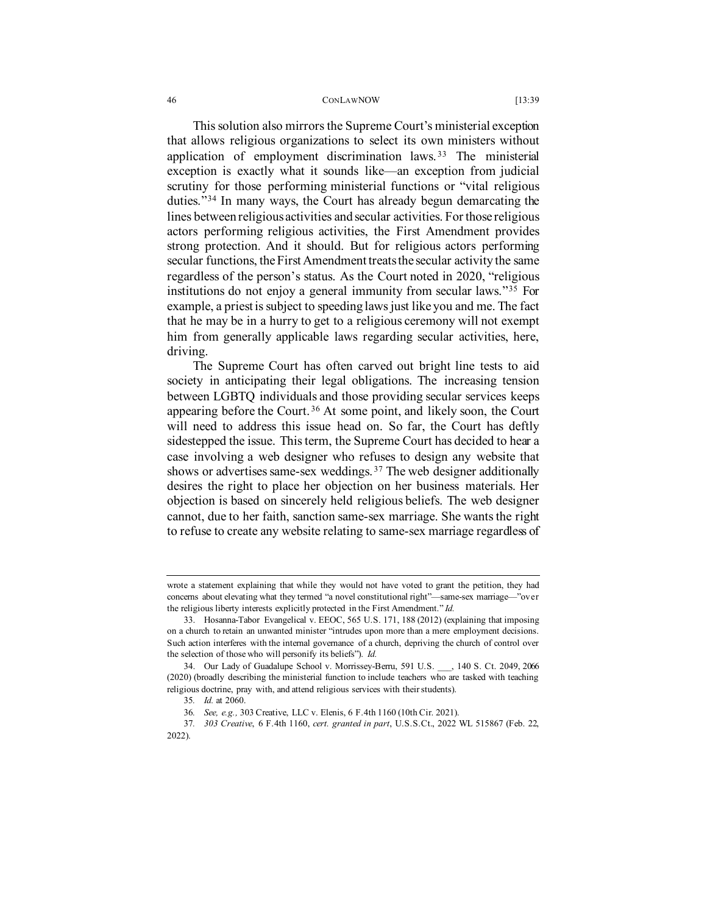This solution also mirrors the Supreme Court's ministerial exception that allows religious organizations to select its own ministers without application of employment discrimination laws.[33] The ministerial exception is exactly what it sounds like—an exception from judicial scrutiny for those performing ministerial functions or "vital religious duties."[34] In many ways, the Court has already begun demarcating the lines between religious activities and secular activities. For those religious actors performing religious activities, the First Amendment provides strong protection. And it should. But for religious actors performing secular functions, the First Amendment treats the secular activity the same regardless of the person's status. As the Court noted in 2020, "religious institutions do not enjoy a general immunity from secular laws."[35] For example, a priest is subject to speeding laws just like you and me. The fact that he may be in a hurry to get to a religious ceremony will not exempt him from generally applicable laws regarding secular activities, here, driving.

The Supreme Court has often carved out bright line tests to aid society in anticipating their legal obligations. The increasing tension between LGBTQ individuals and those providing secular services keeps appearing before the Court.[36] At some point, and likely soon, the Court will need to address this issue head on. So far, the Court has deftly sidestepped the issue. This term, the Supreme Court has decided to hear a case involving a web designer who refuses to design any website that shows or advertises same-sex weddings.[37] The web designer additionally desires the right to place her objection on her business materials. Her objection is based on sincerely held religious beliefs. The web designer cannot, due to her faith, sanction same-sex marriage. She wants the right to refuse to create any website relating to same-sex marriage regardless of

---

wrote a statement explaining that while they would not have voted to grant the petition, they had concerns about elevating what they termed "a novel constitutional right"—same-sex marriage—"over the religious liberty interests explicitly protected in the First Amendment." *Id.*

33. Hosanna-Tabor Evangelical v. EEOC, 565 U.S. 171, 188 (2012) (explaining that imposing on a church to retain an unwanted minister "intrudes upon more than a mere employment decisions. Such action interferes with the internal governance of a church, depriving the church of control over the selection of those who will personify its beliefs"). *Id.*

34. Our Lady of Guadalupe School v. Morrissey-Berru, 591 U.S. ___, 140 S. Ct. 2049, 2066 (2020) (broadly describing the ministerial function to include teachers who are tasked with teaching religious doctrine, pray with, and attend religious services with their students).

35. *Id.* at 2060.

36. *See, e.g.,* 303 Creative, LLC v. Elenis, 6 F.4th 1160 (10th Cir. 2021).

37. *303 Creative*, 6 F.4th 1160, *cert. granted in part*, U.S.S.Ct., 2022 WL 515867 (Feb. 22, 2022).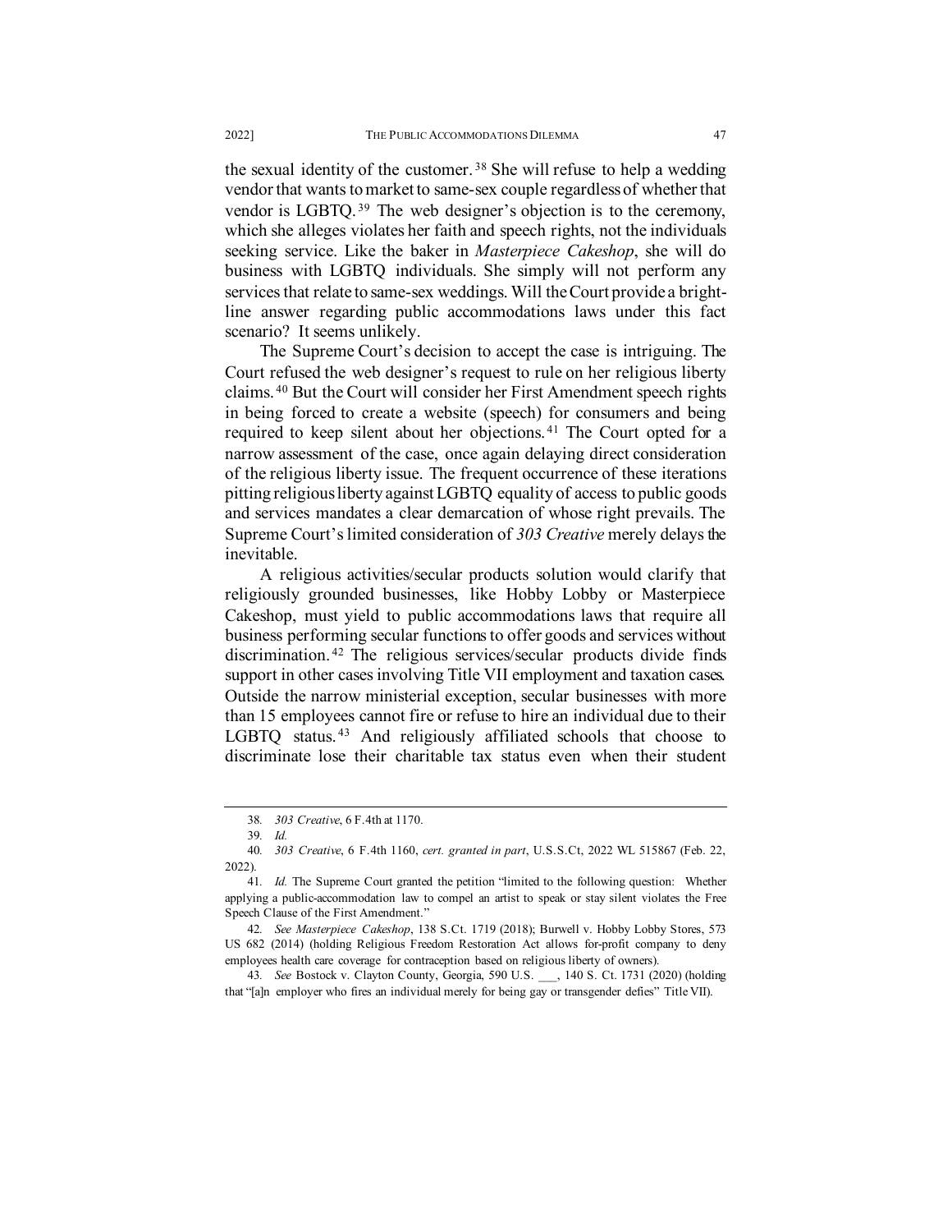the sexual identity of the customer.[38] She will refuse to help a wedding vendor that wants to market to same-sex couple regardless of whether that vendor is LGBTQ.[39] The web designer's objection is to the ceremony, which she alleges violates her faith and speech rights, not the individuals seeking service. Like the baker in *Masterpiece Cakeshop*, she will do business with LGBTQ individuals. She simply will not perform any services that relate to same-sex weddings. Will the Court provide a bright-line answer regarding public accommodations laws under this fact scenario? It seems unlikely.

The Supreme Court's decision to accept the case is intriguing. The Court refused the web designer's request to rule on her religious liberty claims.[40] But the Court will consider her First Amendment speech rights in being forced to create a website (speech) for consumers and being required to keep silent about her objections.[41] The Court opted for a narrow assessment of the case, once again delaying direct consideration of the religious liberty issue. The frequent occurrence of these iterations pitting religious liberty against LGBTQ equality of access to public goods and services mandates a clear demarcation of whose right prevails. The Supreme Court's limited consideration of *303 Creative* merely delays the inevitable.

A religious activities/secular products solution would clarify that religiously grounded businesses, like Hobby Lobby or Masterpiece Cakeshop, must yield to public accommodations laws that require all business performing secular functions to offer goods and services without discrimination.[42] The religious services/secular products divide finds support in other cases involving Title VII employment and taxation cases. Outside the narrow ministerial exception, secular businesses with more than 15 employees cannot fire or refuse to hire an individual due to their LGBTQ status.[43] And religiously affiliated schools that choose to discriminate lose their charitable tax status even when their student

---

38. *303 Creative*, 6 F.4th at 1170.

39. *Id.*

40. *303 Creative*, 6 F.4th 1160, *cert. granted in part*, U.S.S.Ct, 2022 WL 515867 (Feb. 22, 2022).

41. *Id.* The Supreme Court granted the petition "limited to the following question: Whether applying a public-accommodation law to compel an artist to speak or stay silent violates the Free Speech Clause of the First Amendment."

42. *See Masterpiece Cakeshop*, 138 S.Ct. 1719 (2018); Burwell v. Hobby Lobby Stores, 573 US 682 (2014) (holding Religious Freedom Restoration Act allows for-profit company to deny employees health care coverage for contraception based on religious liberty of owners).

43. *See* Bostock v. Clayton County, Georgia, 590 U.S. ___, 140 S. Ct. 1731 (2020) (holding that "[a]n employer who fires an individual merely for being gay or transgender defies" Title VII).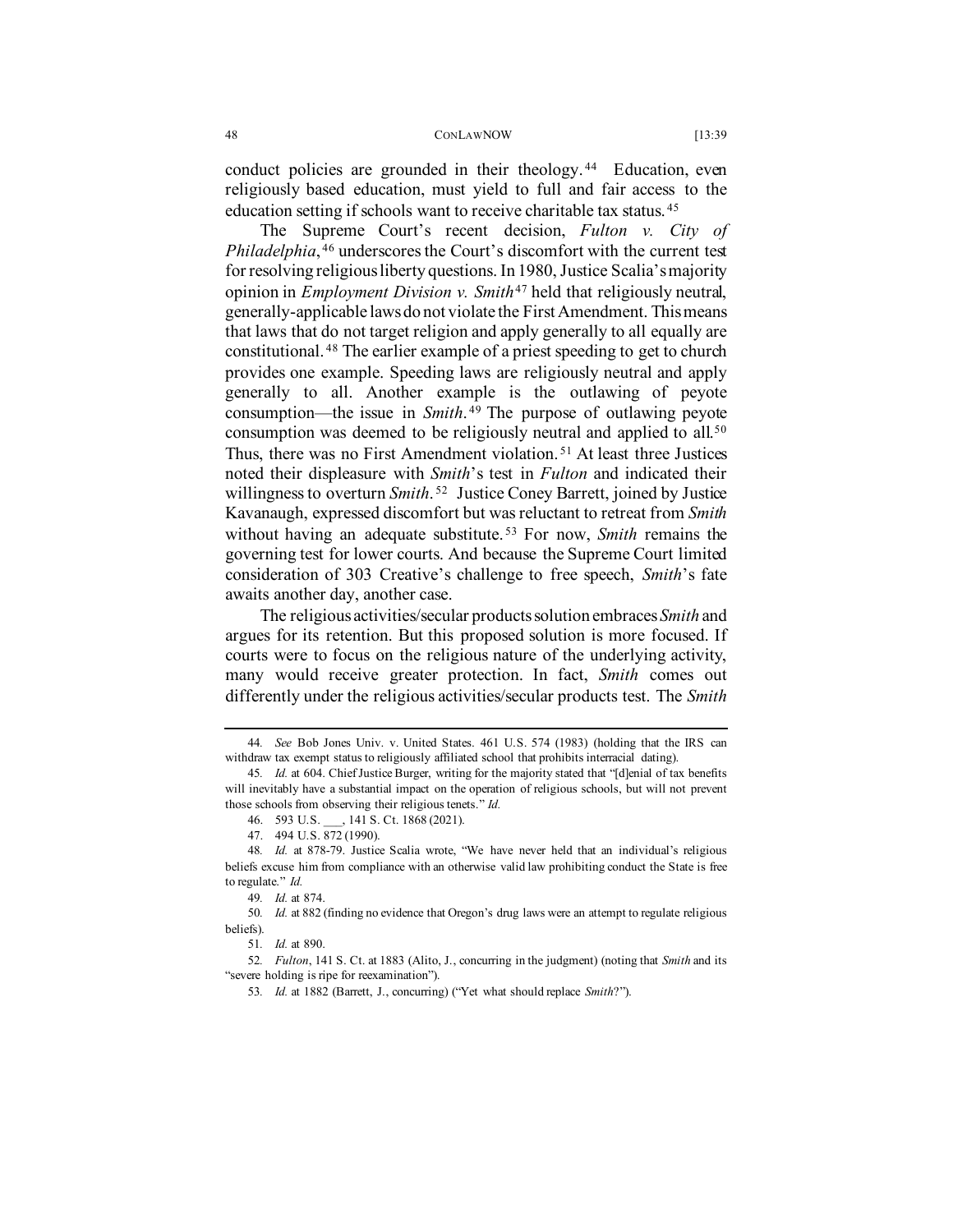conduct policies are grounded in their theology.[44] Education, even religiously based education, must yield to full and fair access to the education setting if schools want to receive charitable tax status.[45]

The Supreme Court's recent decision, *Fulton v. City of Philadelphia*,[46] underscores the Court's discomfort with the current test for resolving religious liberty questions. In 1980, Justice Scalia's majority opinion in *Employment Division v. Smith*[47] held that religiously neutral, generally-applicable laws do not violate the First Amendment. This means that laws that do not target religion and apply generally to all equally are constitutional.[48] The earlier example of a priest speeding to get to church provides one example. Speeding laws are religiously neutral and apply generally to all. Another example is the outlawing of peyote consumption—the issue in *Smith*.[49] The purpose of outlawing peyote consumption was deemed to be religiously neutral and applied to all.[50] Thus, there was no First Amendment violation.[51] At least three Justices noted their displeasure with *Smith*'s test in *Fulton* and indicated their willingness to overturn *Smith*.[52] Justice Coney Barrett, joined by Justice Kavanaugh, expressed discomfort but was reluctant to retreat from *Smith* without having an adequate substitute.[53] For now, *Smith* remains the governing test for lower courts. And because the Supreme Court limited consideration of 303 Creative's challenge to free speech, *Smith*'s fate awaits another day, another case.

The religious activities/secular products solution embraces *Smith* and argues for its retention. But this proposed solution is more focused. If courts were to focus on the religious nature of the underlying activity, many would receive greater protection. In fact, *Smith* comes out differently under the religious activities/secular products test. The *Smith*

---

44. *See* Bob Jones Univ. v. United States. 461 U.S. 574 (1983) (holding that the IRS can withdraw tax exempt status to religiously affiliated school that prohibits interracial dating).

45. *Id.* at 604. Chief Justice Burger, writing for the majority stated that "[d]enial of tax benefits will inevitably have a substantial impact on the operation of religious schools, but will not prevent those schools from observing their religious tenets." *Id.*

46. 593 U.S. ___, 141 S. Ct. 1868 (2021).

47. 494 U.S. 872 (1990).

48. *Id.* at 878-79. Justice Scalia wrote, "We have never held that an individual's religious beliefs excuse him from compliance with an otherwise valid law prohibiting conduct the State is free to regulate." *Id.*

49. *Id.* at 874.

50. *Id.* at 882 (finding no evidence that Oregon's drug laws were an attempt to regulate religious beliefs).

51. *Id.* at 890.

52. *Fulton*, 141 S. Ct. at 1883 (Alito, J., concurring in the judgment) (noting that *Smith* and its "severe holding is ripe for reexamination").

53. *Id.* at 1882 (Barrett, J., concurring) ("Yet what should replace *Smith*?").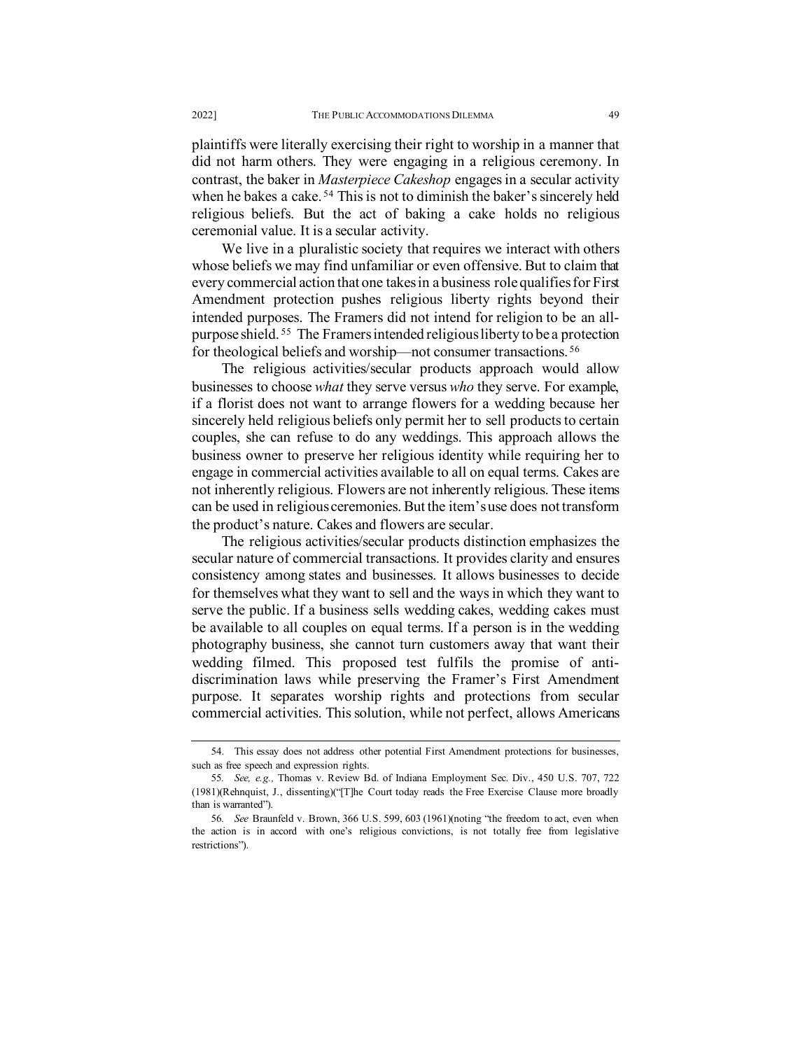plaintiffs were literally exercising their right to worship in a manner that did not harm others. They were engaging in a religious ceremony. In contrast, the baker in *Masterpiece Cakeshop* engages in a secular activity when he bakes a cake.[54] This is not to diminish the baker's sincerely held religious beliefs. But the act of baking a cake holds no religious ceremonial value. It is a secular activity.

We live in a pluralistic society that requires we interact with others whose beliefs we may find unfamiliar or even offensive. But to claim that every commercial action that one takes in a business role qualifies for First Amendment protection pushes religious liberty rights beyond their intended purposes. The Framers did not intend for religion to be an all-purpose shield.[55] The Framers intended religious liberty to be a protection for theological beliefs and worship—not consumer transactions.[56]

The religious activities/secular products approach would allow businesses to choose *what* they serve versus *who* they serve. For example, if a florist does not want to arrange flowers for a wedding because her sincerely held religious beliefs only permit her to sell products to certain couples, she can refuse to do any weddings. This approach allows the business owner to preserve her religious identity while requiring her to engage in commercial activities available to all on equal terms. Cakes are not inherently religious. Flowers are not inherently religious. These items can be used in religious ceremonies. But the item's use does not transform the product's nature. Cakes and flowers are secular.

The religious activities/secular products distinction emphasizes the secular nature of commercial transactions. It provides clarity and ensures consistency among states and businesses. It allows businesses to decide for themselves what they want to sell and the ways in which they want to serve the public. If a business sells wedding cakes, wedding cakes must be available to all couples on equal terms. If a person is in the wedding photography business, she cannot turn customers away that want their wedding filmed. This proposed test fulfils the promise of anti-discrimination laws while preserving the Framer's First Amendment purpose. It separates worship rights and protections from secular commercial activities. This solution, while not perfect, allows Americans

---

54. This essay does not address other potential First Amendment protections for businesses, such as free speech and expression rights.

55. *See, e.g.,* Thomas v. Review Bd. of Indiana Employment Sec. Div., 450 U.S. 707, 722 (1981)(Rehnquist, J., dissenting)("[T]he Court today reads the Free Exercise Clause more broadly than is warranted").

56. *See* Braunfeld v. Brown, 366 U.S. 599, 603 (1961)(noting "the freedom to act, even when the action is in accord with one's religious convictions, is not totally free from legislative restrictions").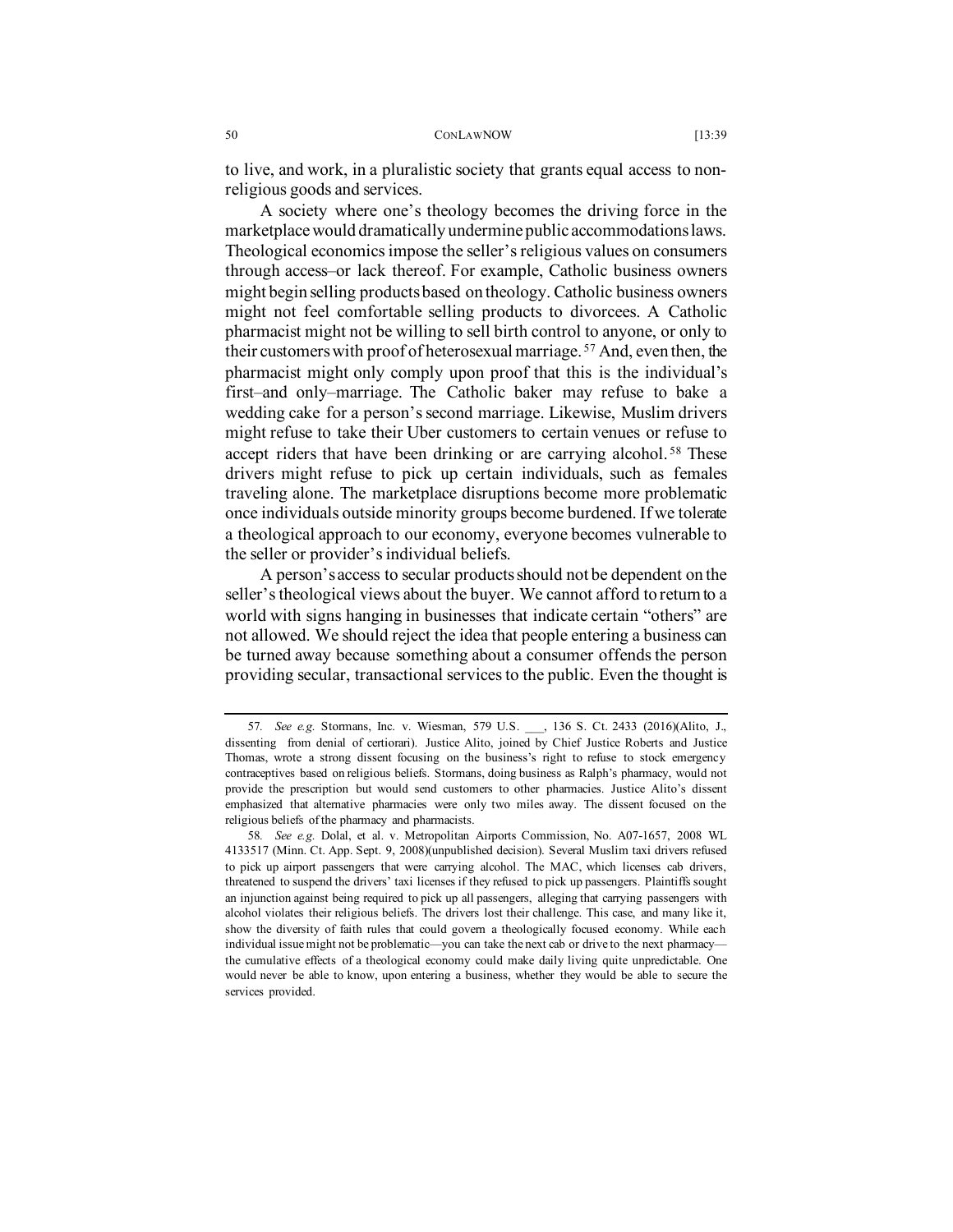to live, and work, in a pluralistic society that grants equal access to non-religious goods and services.

A society where one's theology becomes the driving force in the marketplace would dramatically undermine public accommodations laws. Theological economics impose the seller's religious values on consumers through access–or lack thereof. For example, Catholic business owners might begin selling products based on theology. Catholic business owners might not feel comfortable selling products to divorcees. A Catholic pharmacist might not be willing to sell birth control to anyone, or only to their customers with proof of heterosexual marriage.[57] And, even then, the pharmacist might only comply upon proof that this is the individual's first–and only–marriage. The Catholic baker may refuse to bake a wedding cake for a person's second marriage. Likewise, Muslim drivers might refuse to take their Uber customers to certain venues or refuse to accept riders that have been drinking or are carrying alcohol.[58] These drivers might refuse to pick up certain individuals, such as females traveling alone. The marketplace disruptions become more problematic once individuals outside minority groups become burdened. If we tolerate a theological approach to our economy, everyone becomes vulnerable to the seller or provider's individual beliefs.

A person's access to secular products should not be dependent on the seller's theological views about the buyer. We cannot afford to return to a world with signs hanging in businesses that indicate certain "others" are not allowed. We should reject the idea that people entering a business can be turned away because something about a consumer offends the person providing secular, transactional services to the public. Even the thought is

---

57. *See e.g.* Stormans, Inc. v. Wiesman, 579 U.S. ___, 136 S. Ct. 2433 (2016)(Alito, J., dissenting from denial of certiorari). Justice Alito, joined by Chief Justice Roberts and Justice Thomas, wrote a strong dissent focusing on the business's right to refuse to stock emergency contraceptives based on religious beliefs. Stormans, doing business as Ralph's pharmacy, would not provide the prescription but would send customers to other pharmacies. Justice Alito's dissent emphasized that alternative pharmacies were only two miles away. The dissent focused on the religious beliefs of the pharmacy and pharmacists.

58. *See e.g.* Dolal, et al. v. Metropolitan Airports Commission, No. A07-1657, 2008 WL 4133517 (Minn. Ct. App. Sept. 9, 2008)(unpublished decision). Several Muslim taxi drivers refused to pick up airport passengers that were carrying alcohol. The MAC, which licenses cab drivers, threatened to suspend the drivers' taxi licenses if they refused to pick up passengers. Plaintiffs sought an injunction against being required to pick up all passengers, alleging that carrying passengers with alcohol violates their religious beliefs. The drivers lost their challenge. This case, and many like it, show the diversity of faith rules that could govern a theologically focused economy. While each individual issue might not be problematic—you can take the next cab or drive to the next pharmacy—the cumulative effects of a theological economy could make daily living quite unpredictable. One would never be able to know, upon entering a business, whether they would be able to secure the services provided.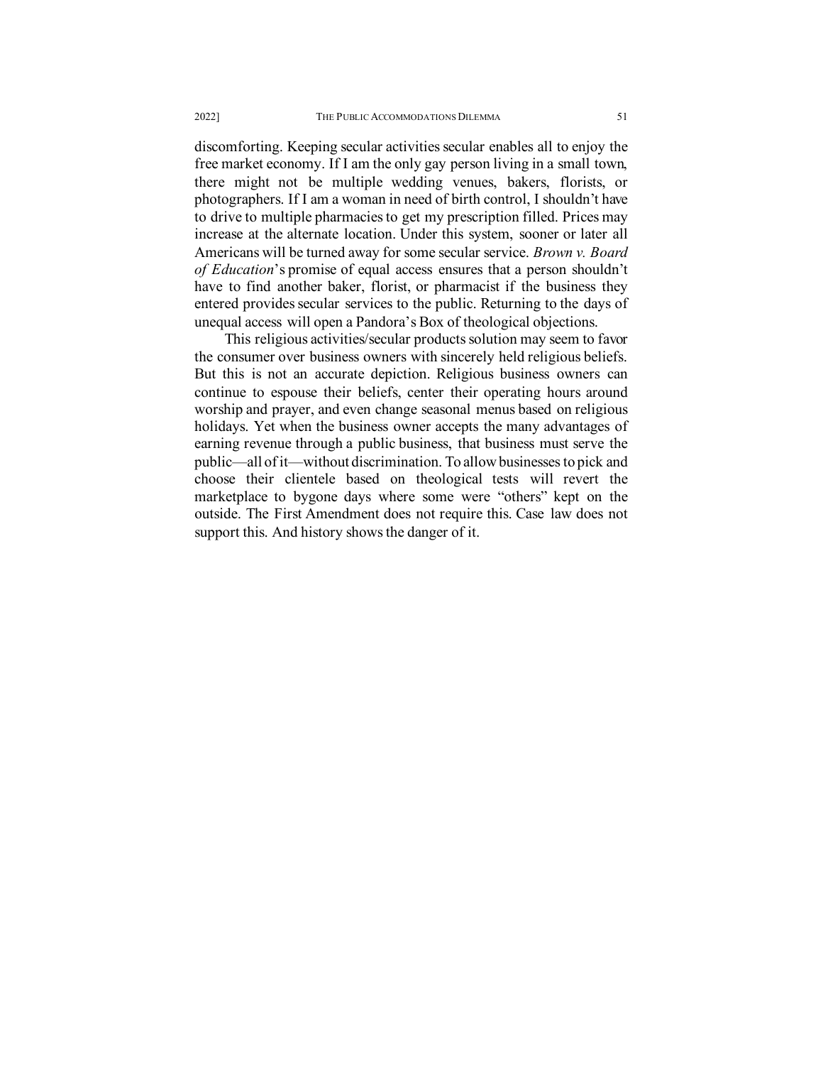discomforting. Keeping secular activities secular enables all to enjoy the free market economy. If I am the only gay person living in a small town, there might not be multiple wedding venues, bakers, florists, or photographers. If I am a woman in need of birth control, I shouldn't have to drive to multiple pharmacies to get my prescription filled. Prices may increase at the alternate location. Under this system, sooner or later all Americans will be turned away for some secular service. *Brown v. Board of Education*'s promise of equal access ensures that a person shouldn't have to find another baker, florist, or pharmacist if the business they entered provides secular services to the public. Returning to the days of unequal access will open a Pandora's Box of theological objections.

This religious activities/secular products solution may seem to favor the consumer over business owners with sincerely held religious beliefs. But this is not an accurate depiction. Religious business owners can continue to espouse their beliefs, center their operating hours around worship and prayer, and even change seasonal menus based on religious holidays. Yet when the business owner accepts the many advantages of earning revenue through a public business, that business must serve the public—all of it—without discrimination. To allow businesses to pick and choose their clientele based on theological tests will revert the marketplace to bygone days where some were "others" kept on the outside. The First Amendment does not require this. Case law does not support this. And history shows the danger of it.